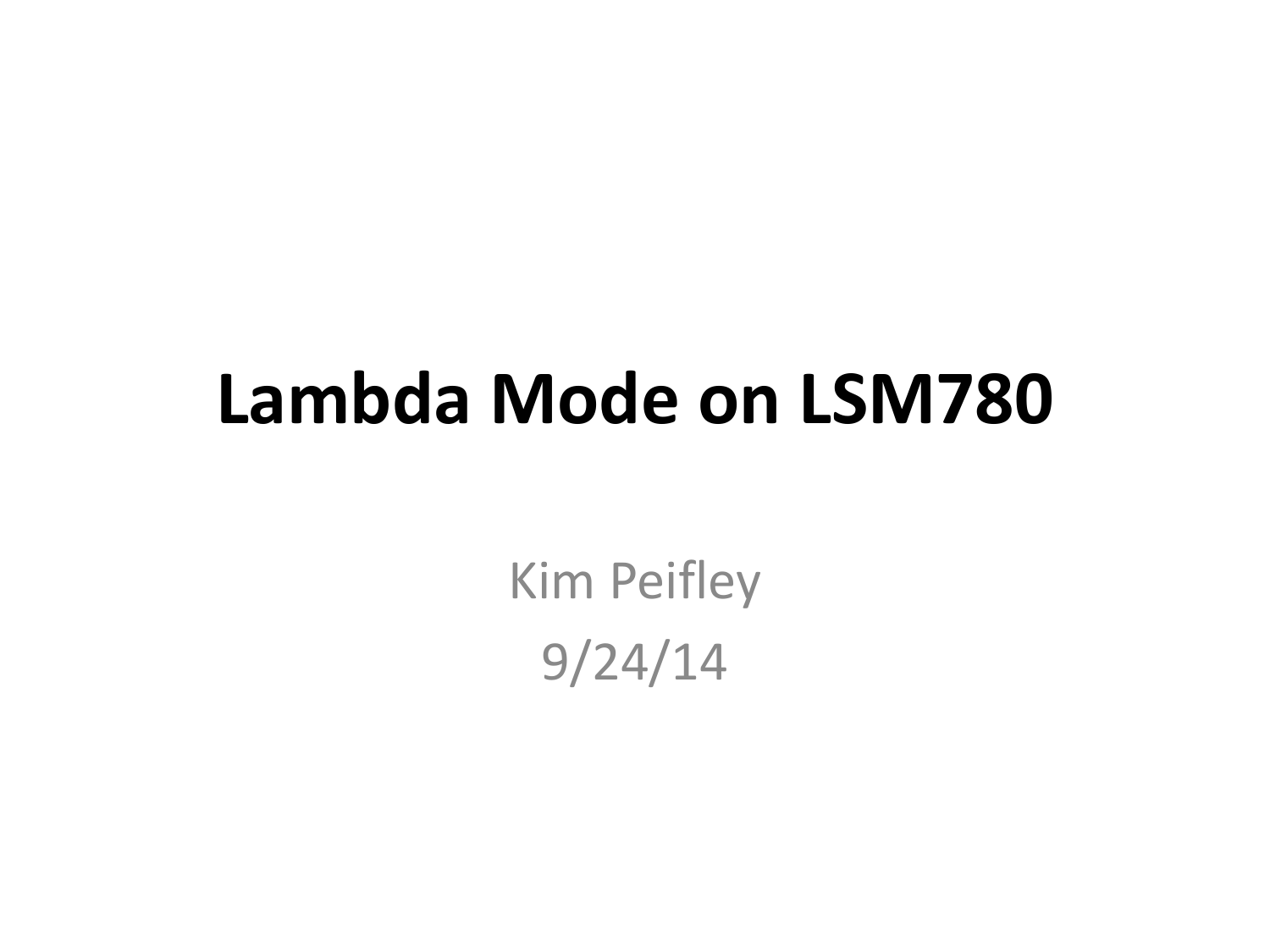# Lambda Mode on LSM780

Kim Peifley

9/24/14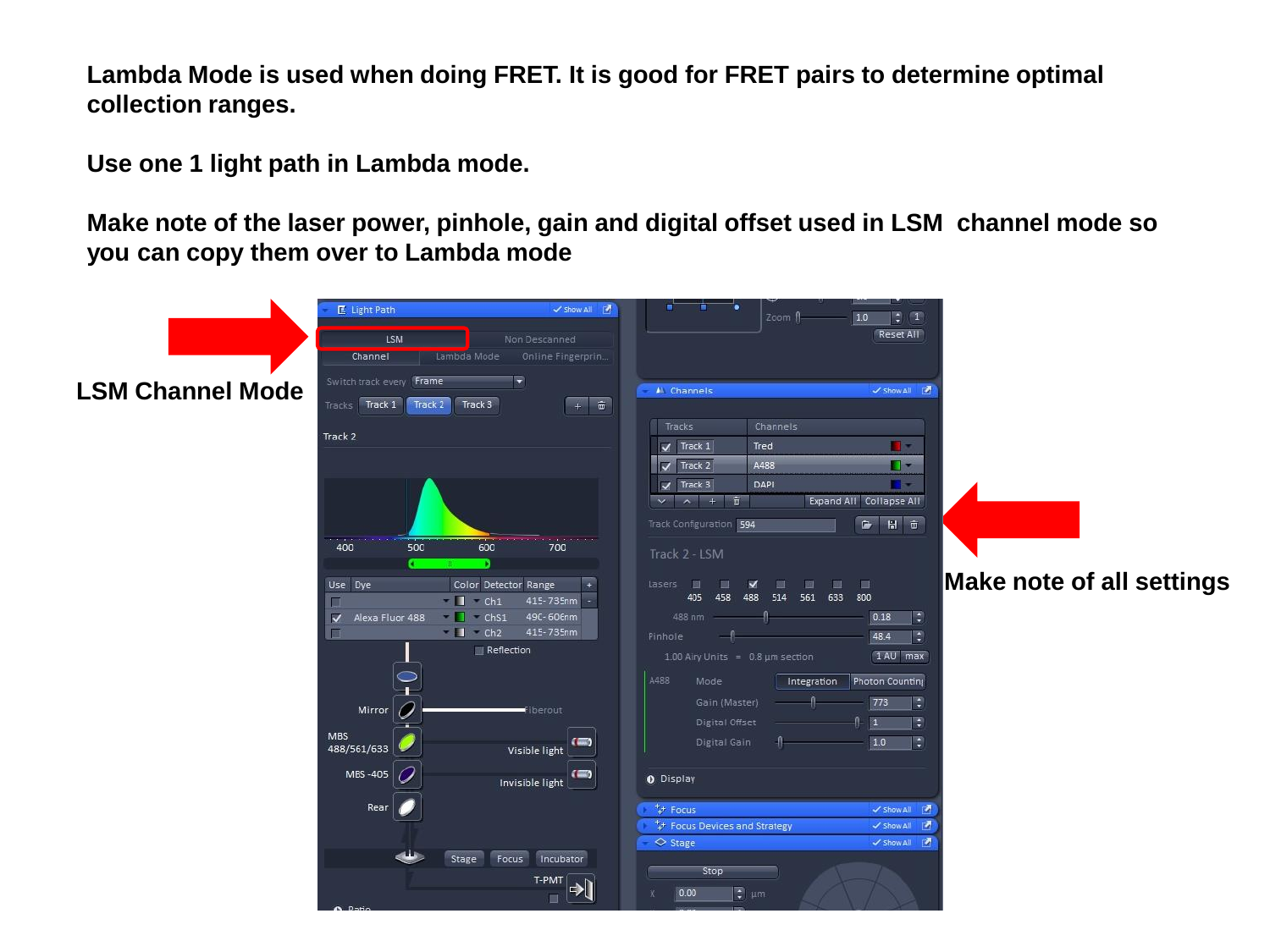**Lambda Mode is used when doing FRET. It is good for FRET pairs to determine optimal collection ranges.**

**Use one 1 light path in Lambda mode.**

**Make note of the laser power, pinhole, gain and digital offset used in LSM channel mode so you can copy them over to Lambda mode**

**LSM Channel Mode**

**Make note of all settings**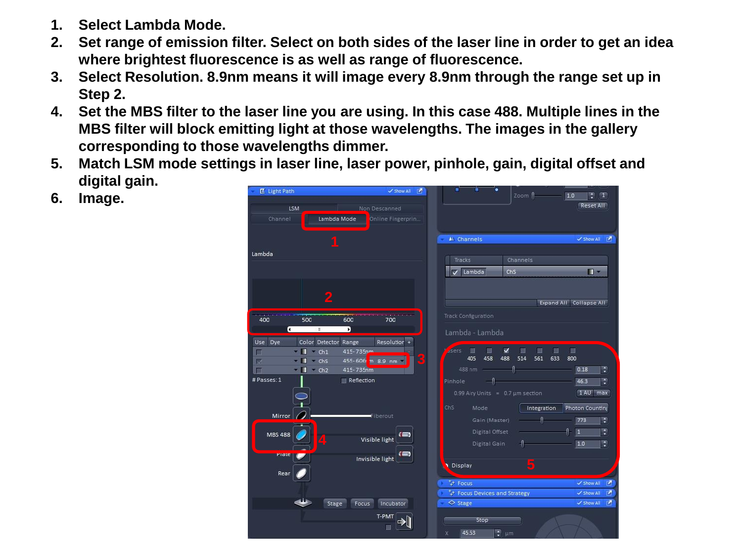1. Select Lambda Mode.
2. Set range of emission filter. Select on both sides of the laser line in order to get an idea where brightest fluorescence is as well as range of fluorescence.
3. Select Resolution. 8.9nm means it will image every 8.9nm through the range set up in Step 2.
4. Set the MBS filter to the laser line you are using. In this case 488. Multiple lines in the MBS filter will block emitting light at those wavelengths. The images in the gallery corresponding to those wavelengths dimmer.
5. Match LSM mode settings in laser line, laser power, pinhole, gain, digital offset and digital gain.
6. Image.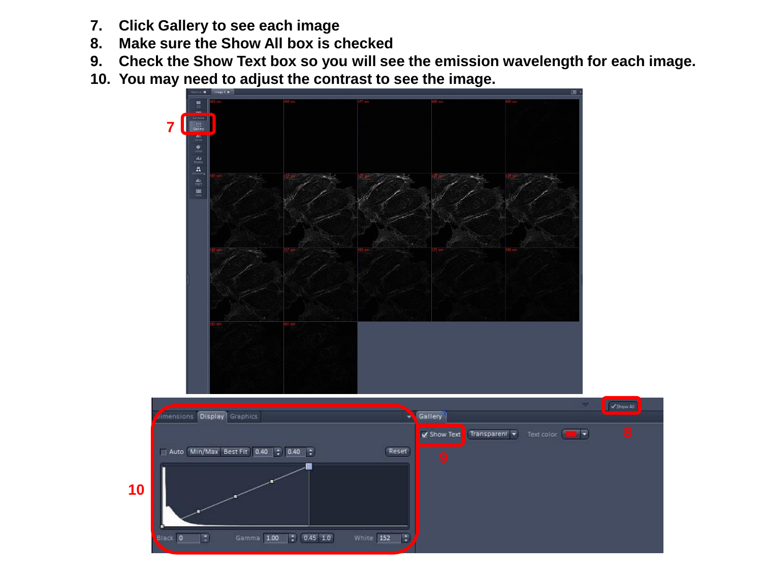7. Click Gallery to see each image
8. Make sure the Show All box is checked
9. Check the Show Text box so you will see the emission wavelength for each image.
10. You may need to adjust the contrast to see the image.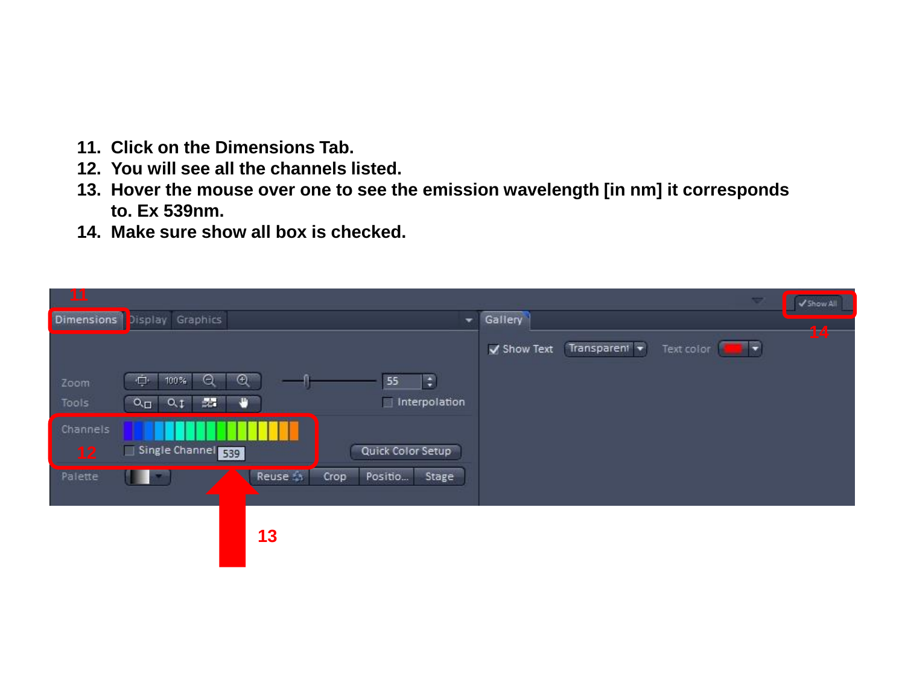11. Click on the Dimensions Tab.
12. You will see all the channels listed.
13. Hover the mouse over one to see the emission wavelength [in nm] it corresponds to. Ex 539nm.
14. Make sure show all box is checked.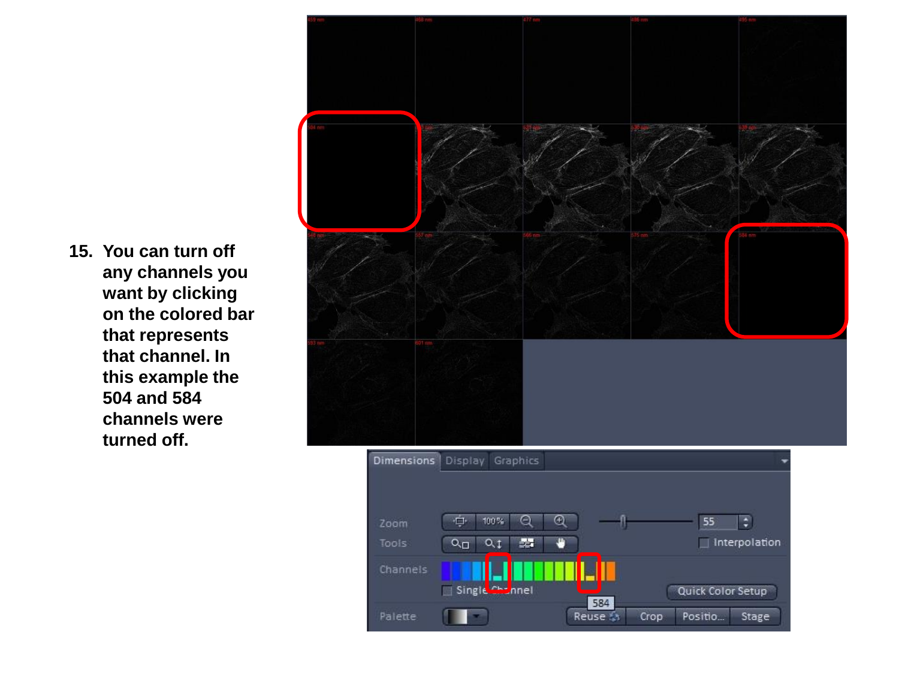15. You can turn off any channels you want by clicking on the colored bar that represents that channel. In this example the 504 and 584 channels were turned off.